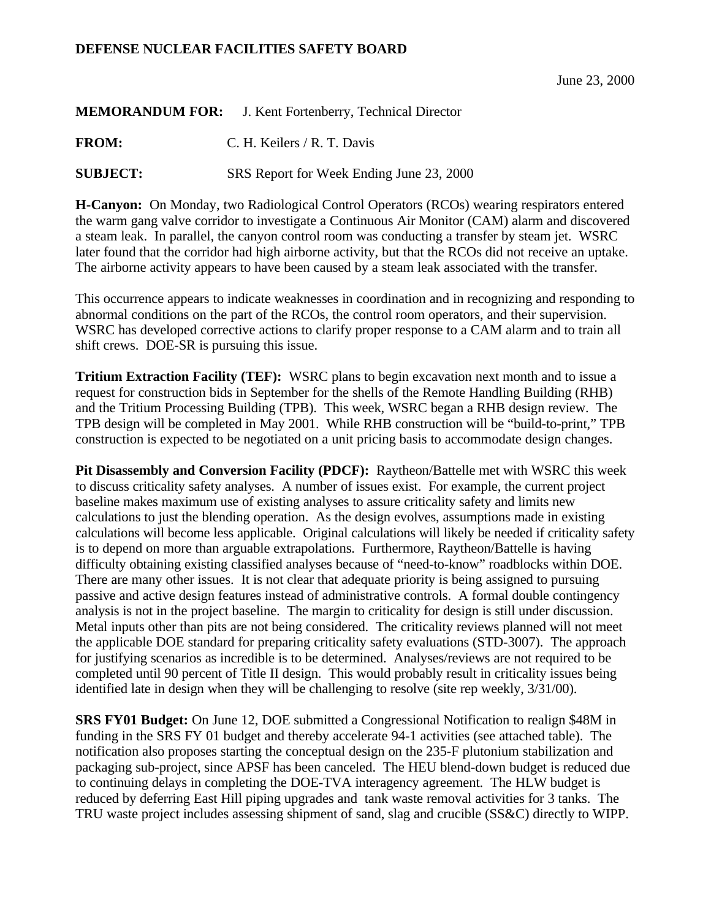**DEFENSE NUCLEAR FACILITIES SAFETY BOARD**

June 23, 2000

**MEMORANDUM FOR:** J. Kent Fortenberry, Technical Director

**FROM:** C. H. Keilers / R. T. Davis

**SUBJECT:** SRS Report for Week Ending June 23, 2000

**H-Canyon:** On Monday, two Radiological Control Operators (RCOs) wearing respirators entered the warm gang valve corridor to investigate a Continuous Air Monitor (CAM) alarm and discovered a steam leak. In parallel, the canyon control room was conducting a transfer by steam jet. WSRC later found that the corridor had high airborne activity, but that the RCOs did not receive an uptake. The airborne activity appears to have been caused by a steam leak associated with the transfer.

This occurrence appears to indicate weaknesses in coordination and in recognizing and responding to abnormal conditions on the part of the RCOs, the control room operators, and their supervision. WSRC has developed corrective actions to clarify proper response to a CAM alarm and to train all shift crews. DOE-SR is pursuing this issue.

**Tritium Extraction Facility (TEF):** WSRC plans to begin excavation next month and to issue a request for construction bids in September for the shells of the Remote Handling Building (RHB) and the Tritium Processing Building (TPB). This week, WSRC began a RHB design review. The TPB design will be completed in May 2001. While RHB construction will be "build-to-print," TPB construction is expected to be negotiated on a unit pricing basis to accommodate design changes.

**Pit Disassembly and Conversion Facility (PDCF):** Raytheon/Battelle met with WSRC this week to discuss criticality safety analyses. A number of issues exist. For example, the current project baseline makes maximum use of existing analyses to assure criticality safety and limits new calculations to just the blending operation. As the design evolves, assumptions made in existing calculations will become less applicable. Original calculations will likely be needed if criticality safety is to depend on more than arguable extrapolations. Furthermore, Raytheon/Battelle is having difficulty obtaining existing classified analyses because of "need-to-know" roadblocks within DOE. There are many other issues. It is not clear that adequate priority is being assigned to pursuing passive and active design features instead of administrative controls. A formal double contingency analysis is not in the project baseline. The margin to criticality for design is still under discussion. Metal inputs other than pits are not being considered. The criticality reviews planned will not meet the applicable DOE standard for preparing criticality safety evaluations (STD-3007). The approach for justifying scenarios as incredible is to be determined. Analyses/reviews are not required to be completed until 90 percent of Title II design. This would probably result in criticality issues being identified late in design when they will be challenging to resolve (site rep weekly, 3/31/00).

**SRS FY01 Budget:** On June 12, DOE submitted a Congressional Notification to realign $48M in funding in the SRS FY 01 budget and thereby accelerate 94-1 activities (see attached table). The notification also proposes starting the conceptual design on the 235-F plutonium stabilization and packaging sub-project, since APSF has been canceled. The HEU blend-down budget is reduced due to continuing delays in completing the DOE-TVA interagency agreement. The HLW budget is reduced by deferring East Hill piping upgrades and tank waste removal activities for 3 tanks. The TRU waste project includes assessing shipment of sand, slag and crucible (SS&C) directly to WIPP.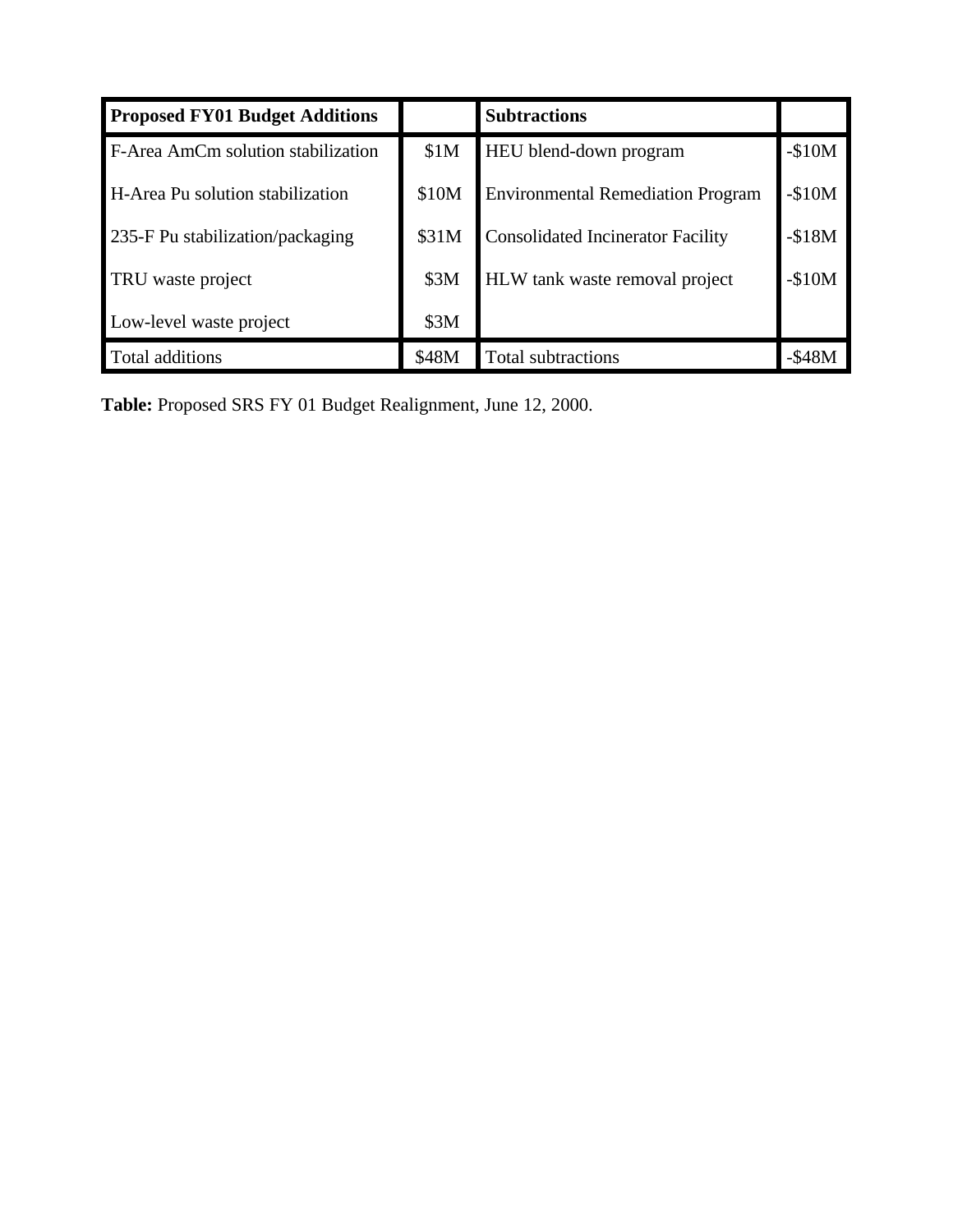| **Proposed FY01 Budget Additions** | | **Subtractions** | |
| --- | --- | --- | --- |
| F-Area AmCm solution stabilization | $1M | HEU blend-down program | -$10M |
| H-Area Pu solution stabilization | $10M | Environmental Remediation Program | -$10M |
| 235-F Pu stabilization/packaging | $31M | Consolidated Incinerator Facility | -$18M |
| TRU waste project | $3M | HLW tank waste removal project | -$10M |
| Low-level waste project | $3M | | |
| Total additions | $48M | Total subtractions | -$48M |

**Table:** Proposed SRS FY 01 Budget Realignment, June 12, 2000.